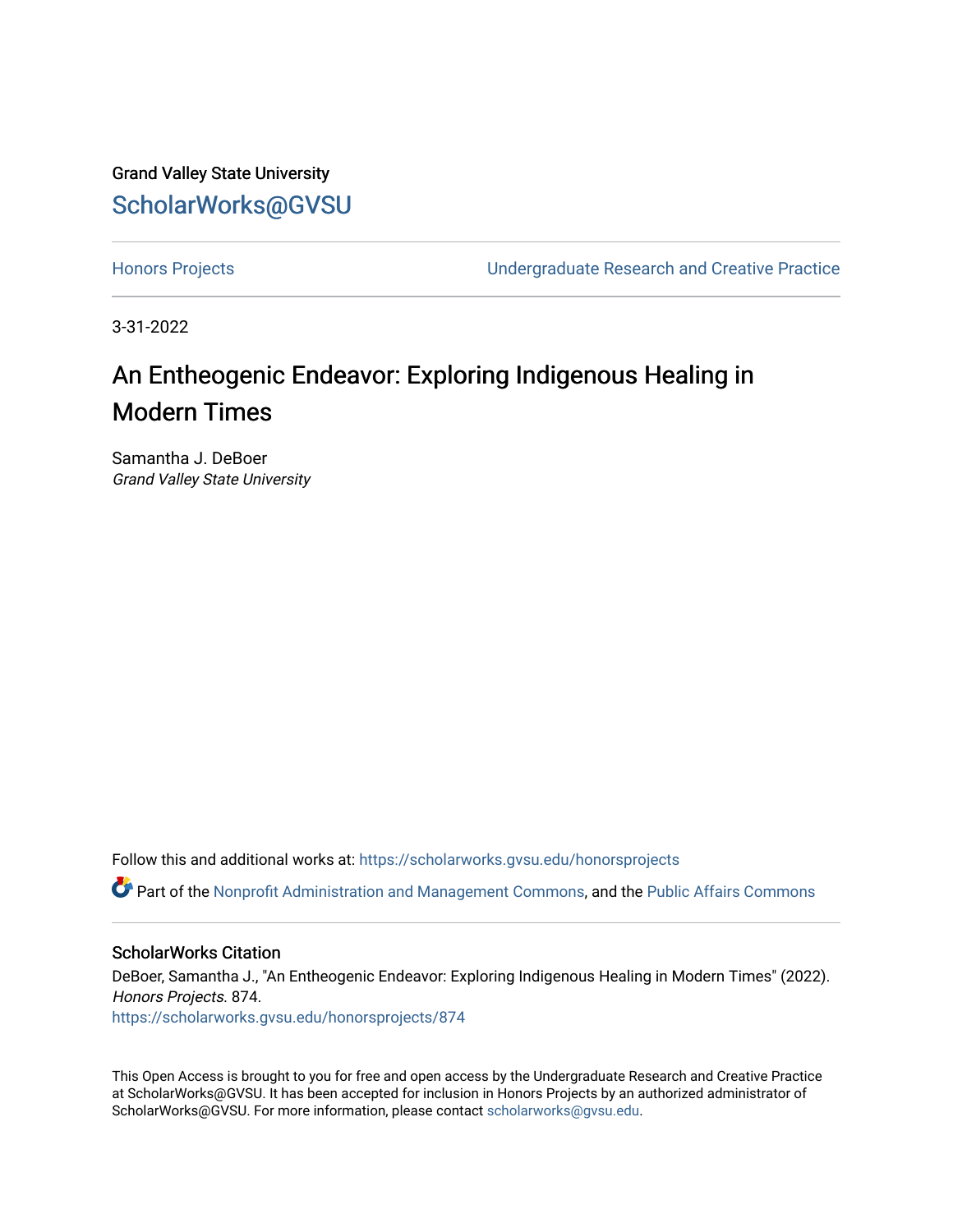Grand Valley State University

ScholarWorks@GVSU

Honors Projects | Undergraduate Research and Creative Practice

3-31-2022

# An Entheogenic Endeavor: Exploring Indigenous Healing in Modern Times

Samantha J. DeBoer
*Grand Valley State University*

Follow this and additional works at: https://scholarworks.gvsu.edu/honorsprojects

Part of the Nonprofit Administration and Management Commons, and the Public Affairs Commons

## ScholarWorks Citation

DeBoer, Samantha J., "An Entheogenic Endeavor: Exploring Indigenous Healing in Modern Times" (2022). *Honors Projects*. 874.
https://scholarworks.gvsu.edu/honorsprojects/874

This Open Access is brought to you for free and open access by the Undergraduate Research and Creative Practice at ScholarWorks@GVSU. It has been accepted for inclusion in Honors Projects by an authorized administrator of ScholarWorks@GVSU. For more information, please contact scholarworks@gvsu.edu.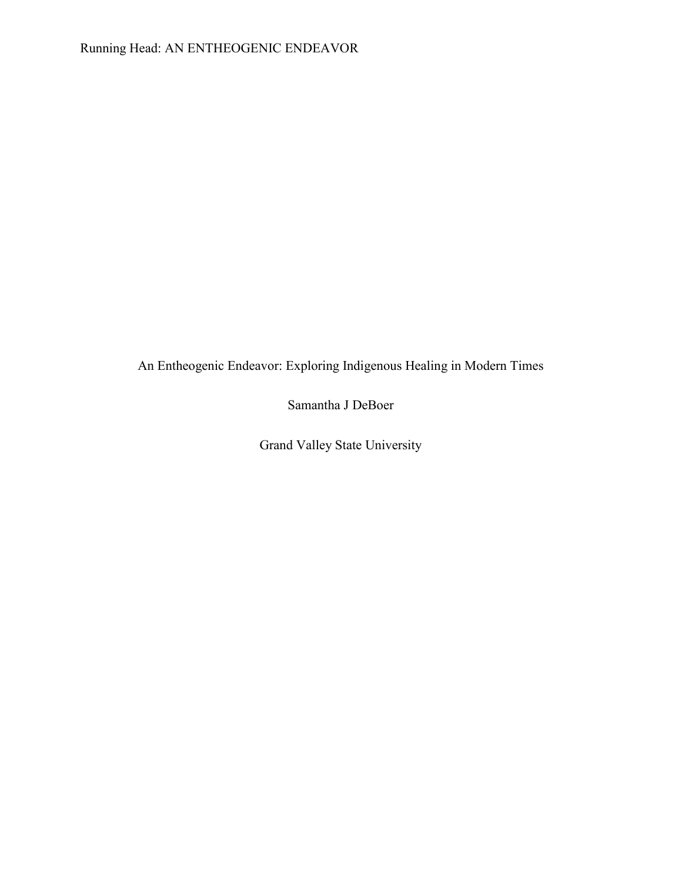An Entheogenic Endeavor: Exploring Indigenous Healing in Modern Times

Samantha J DeBoer

Grand Valley State University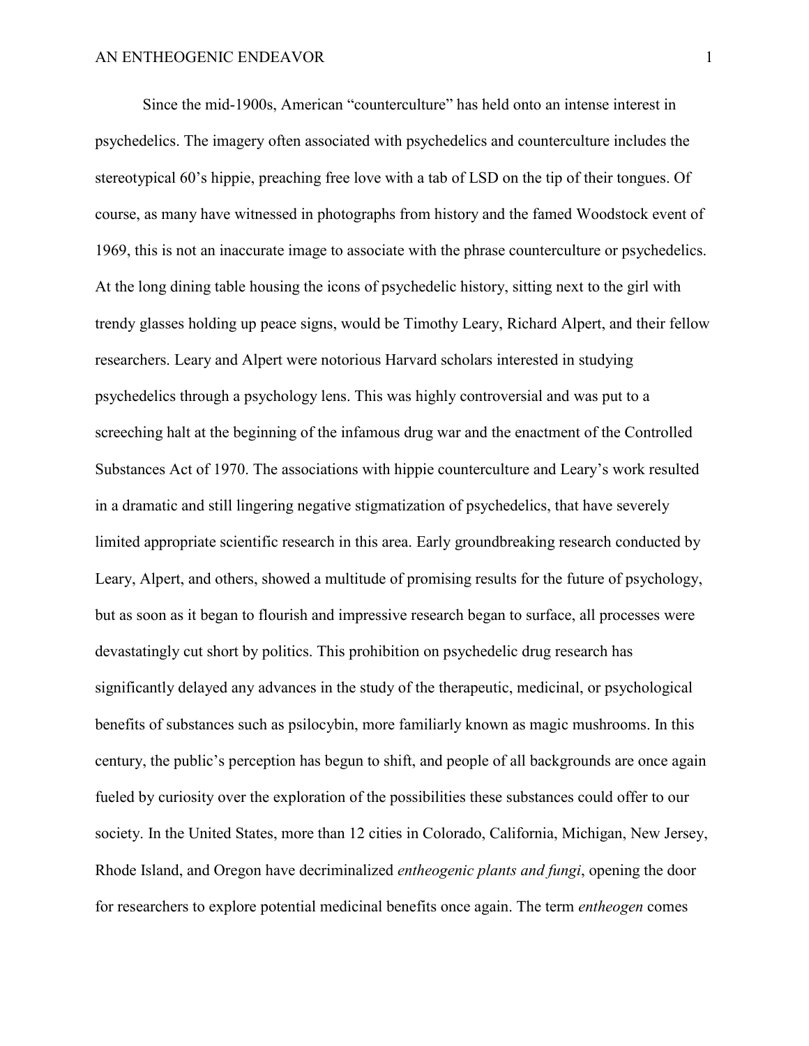Since the mid-1900s, American "counterculture" has held onto an intense interest in psychedelics. The imagery often associated with psychedelics and counterculture includes the stereotypical 60's hippie, preaching free love with a tab of LSD on the tip of their tongues. Of course, as many have witnessed in photographs from history and the famed Woodstock event of 1969, this is not an inaccurate image to associate with the phrase counterculture or psychedelics. At the long dining table housing the icons of psychedelic history, sitting next to the girl with trendy glasses holding up peace signs, would be Timothy Leary, Richard Alpert, and their fellow researchers. Leary and Alpert were notorious Harvard scholars interested in studying psychedelics through a psychology lens. This was highly controversial and was put to a screeching halt at the beginning of the infamous drug war and the enactment of the Controlled Substances Act of 1970. The associations with hippie counterculture and Leary's work resulted in a dramatic and still lingering negative stigmatization of psychedelics, that have severely limited appropriate scientific research in this area. Early groundbreaking research conducted by Leary, Alpert, and others, showed a multitude of promising results for the future of psychology, but as soon as it began to flourish and impressive research began to surface, all processes were devastatingly cut short by politics. This prohibition on psychedelic drug research has significantly delayed any advances in the study of the therapeutic, medicinal, or psychological benefits of substances such as psilocybin, more familiarly known as magic mushrooms. In this century, the public's perception has begun to shift, and people of all backgrounds are once again fueled by curiosity over the exploration of the possibilities these substances could offer to our society. In the United States, more than 12 cities in Colorado, California, Michigan, New Jersey, Rhode Island, and Oregon have decriminalized *entheogenic plants and fungi*, opening the door for researchers to explore potential medicinal benefits once again. The term *entheogen* comes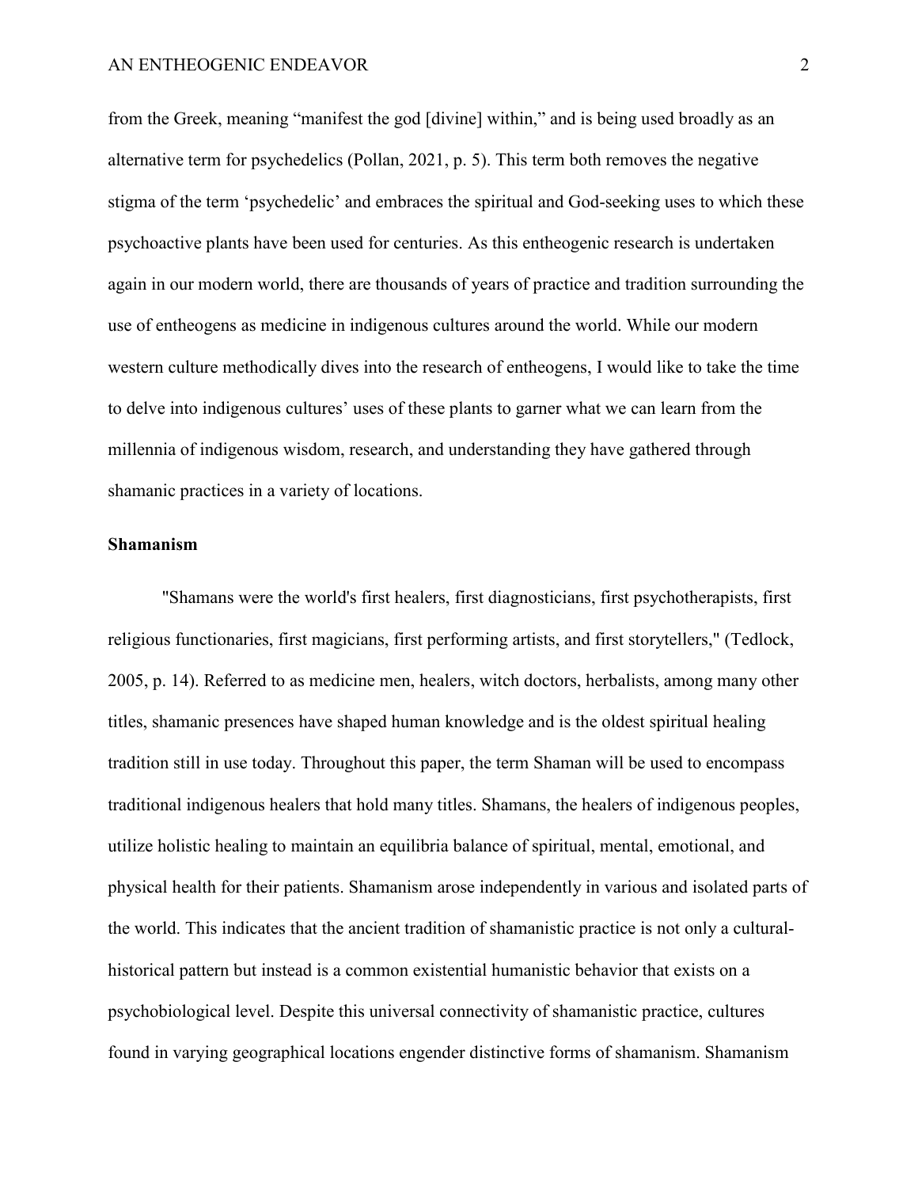from the Greek, meaning "manifest the god [divine] within," and is being used broadly as an alternative term for psychedelics (Pollan, 2021, p. 5). This term both removes the negative stigma of the term 'psychedelic' and embraces the spiritual and God-seeking uses to which these psychoactive plants have been used for centuries. As this entheogenic research is undertaken again in our modern world, there are thousands of years of practice and tradition surrounding the use of entheogens as medicine in indigenous cultures around the world. While our modern western culture methodically dives into the research of entheogens, I would like to take the time to delve into indigenous cultures' uses of these plants to garner what we can learn from the millennia of indigenous wisdom, research, and understanding they have gathered through shamanic practices in a variety of locations.

**Shamanism**

"Shamans were the world's first healers, first diagnosticians, first psychotherapists, first religious functionaries, first magicians, first performing artists, and first storytellers," (Tedlock, 2005, p. 14). Referred to as medicine men, healers, witch doctors, herbalists, among many other titles, shamanic presences have shaped human knowledge and is the oldest spiritual healing tradition still in use today. Throughout this paper, the term Shaman will be used to encompass traditional indigenous healers that hold many titles. Shamans, the healers of indigenous peoples, utilize holistic healing to maintain an equilibria balance of spiritual, mental, emotional, and physical health for their patients. Shamanism arose independently in various and isolated parts of the world. This indicates that the ancient tradition of shamanistic practice is not only a cultural-historical pattern but instead is a common existential humanistic behavior that exists on a psychobiological level. Despite this universal connectivity of shamanistic practice, cultures found in varying geographical locations engender distinctive forms of shamanism. Shamanism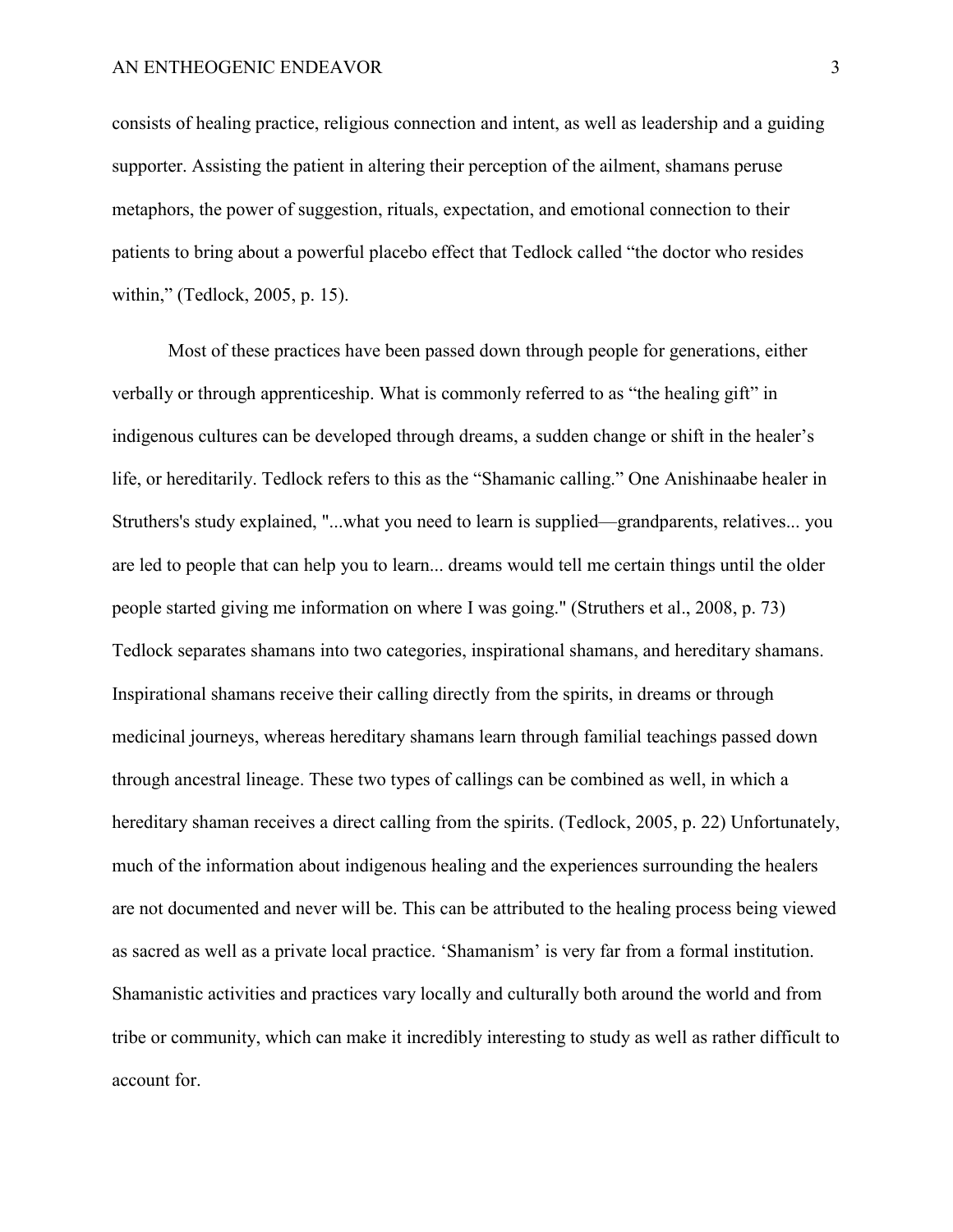consists of healing practice, religious connection and intent, as well as leadership and a guiding supporter. Assisting the patient in altering their perception of the ailment, shamans peruse metaphors, the power of suggestion, rituals, expectation, and emotional connection to their patients to bring about a powerful placebo effect that Tedlock called “the doctor who resides within,” (Tedlock, 2005, p. 15).

Most of these practices have been passed down through people for generations, either verbally or through apprenticeship. What is commonly referred to as “the healing gift” in indigenous cultures can be developed through dreams, a sudden change or shift in the healer’s life, or hereditarily. Tedlock refers to this as the “Shamanic calling.” One Anishinaabe healer in Struthers's study explained, "...what you need to learn is supplied—grandparents, relatives... you are led to people that can help you to learn... dreams would tell me certain things until the older people started giving me information on where I was going." (Struthers et al., 2008, p. 73) Tedlock separates shamans into two categories, inspirational shamans, and hereditary shamans. Inspirational shamans receive their calling directly from the spirits, in dreams or through medicinal journeys, whereas hereditary shamans learn through familial teachings passed down through ancestral lineage. These two types of callings can be combined as well, in which a hereditary shaman receives a direct calling from the spirits. (Tedlock, 2005, p. 22) Unfortunately, much of the information about indigenous healing and the experiences surrounding the healers are not documented and never will be. This can be attributed to the healing process being viewed as sacred as well as a private local practice. ‘Shamanism’ is very far from a formal institution. Shamanistic activities and practices vary locally and culturally both around the world and from tribe or community, which can make it incredibly interesting to study as well as rather difficult to account for.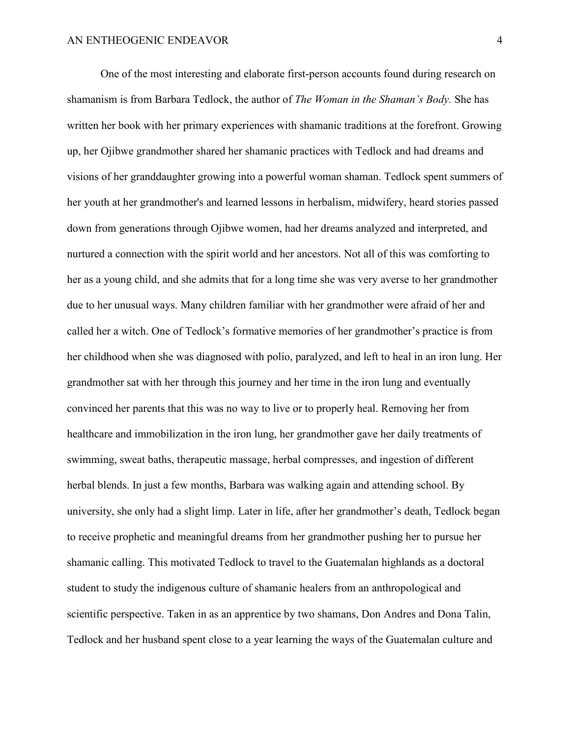One of the most interesting and elaborate first-person accounts found during research on shamanism is from Barbara Tedlock, the author of *The Woman in the Shaman's Body.* She has written her book with her primary experiences with shamanic traditions at the forefront. Growing up, her Ojibwe grandmother shared her shamanic practices with Tedlock and had dreams and visions of her granddaughter growing into a powerful woman shaman. Tedlock spent summers of her youth at her grandmother's and learned lessons in herbalism, midwifery, heard stories passed down from generations through Ojibwe women, had her dreams analyzed and interpreted, and nurtured a connection with the spirit world and her ancestors. Not all of this was comforting to her as a young child, and she admits that for a long time she was very averse to her grandmother due to her unusual ways. Many children familiar with her grandmother were afraid of her and called her a witch. One of Tedlock's formative memories of her grandmother's practice is from her childhood when she was diagnosed with polio, paralyzed, and left to heal in an iron lung. Her grandmother sat with her through this journey and her time in the iron lung and eventually convinced her parents that this was no way to live or to properly heal. Removing her from healthcare and immobilization in the iron lung, her grandmother gave her daily treatments of swimming, sweat baths, therapeutic massage, herbal compresses, and ingestion of different herbal blends. In just a few months, Barbara was walking again and attending school. By university, she only had a slight limp. Later in life, after her grandmother's death, Tedlock began to receive prophetic and meaningful dreams from her grandmother pushing her to pursue her shamanic calling. This motivated Tedlock to travel to the Guatemalan highlands as a doctoral student to study the indigenous culture of shamanic healers from an anthropological and scientific perspective. Taken in as an apprentice by two shamans, Don Andres and Dona Talin, Tedlock and her husband spent close to a year learning the ways of the Guatemalan culture and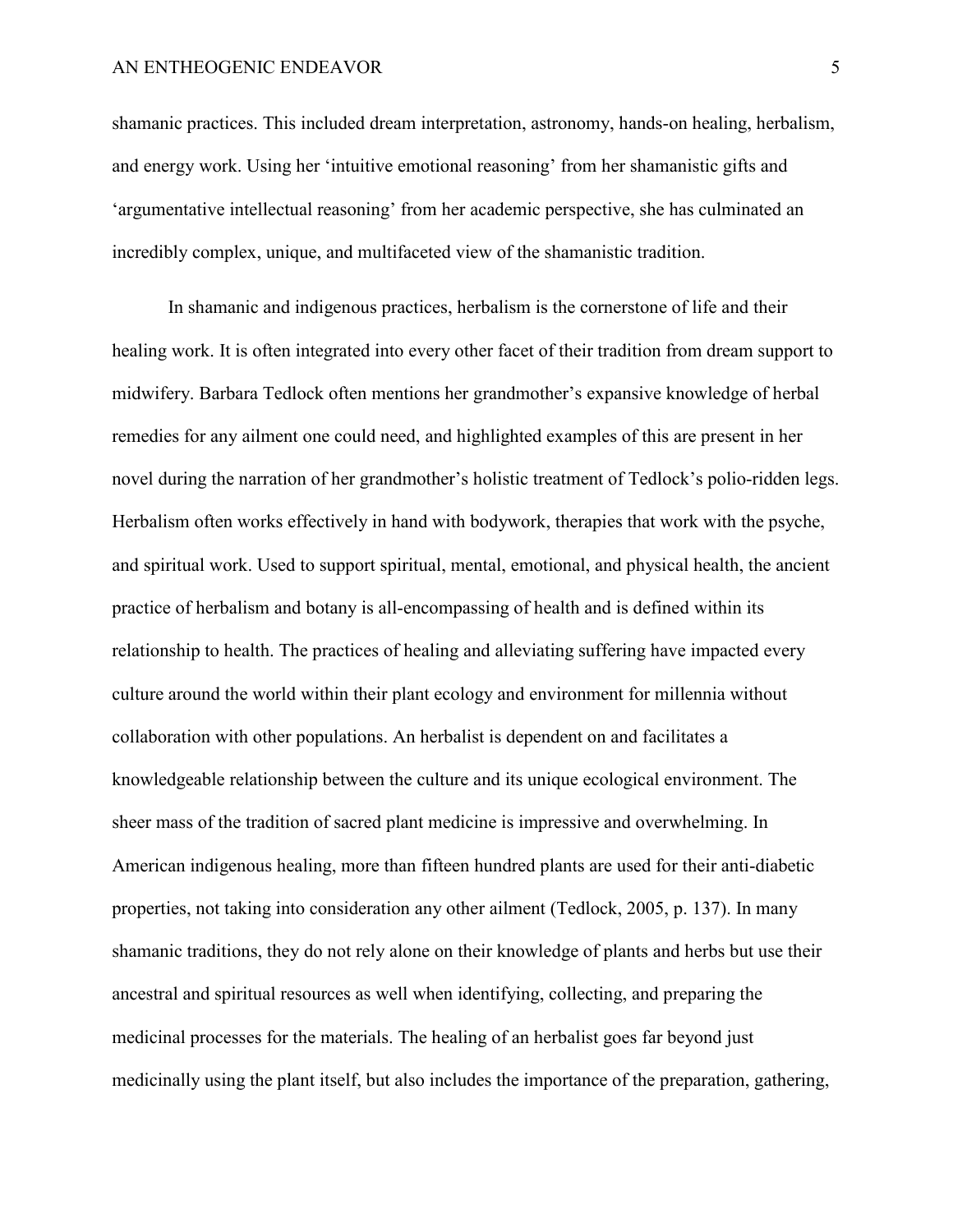shamanic practices. This included dream interpretation, astronomy, hands-on healing, herbalism, and energy work. Using her 'intuitive emotional reasoning' from her shamanistic gifts and 'argumentative intellectual reasoning' from her academic perspective, she has culminated an incredibly complex, unique, and multifaceted view of the shamanistic tradition.

In shamanic and indigenous practices, herbalism is the cornerstone of life and their healing work. It is often integrated into every other facet of their tradition from dream support to midwifery. Barbara Tedlock often mentions her grandmother's expansive knowledge of herbal remedies for any ailment one could need, and highlighted examples of this are present in her novel during the narration of her grandmother's holistic treatment of Tedlock's polio-ridden legs. Herbalism often works effectively in hand with bodywork, therapies that work with the psyche, and spiritual work. Used to support spiritual, mental, emotional, and physical health, the ancient practice of herbalism and botany is all-encompassing of health and is defined within its relationship to health. The practices of healing and alleviating suffering have impacted every culture around the world within their plant ecology and environment for millennia without collaboration with other populations. An herbalist is dependent on and facilitates a knowledgeable relationship between the culture and its unique ecological environment. The sheer mass of the tradition of sacred plant medicine is impressive and overwhelming. In American indigenous healing, more than fifteen hundred plants are used for their anti-diabetic properties, not taking into consideration any other ailment (Tedlock, 2005, p. 137). In many shamanic traditions, they do not rely alone on their knowledge of plants and herbs but use their ancestral and spiritual resources as well when identifying, collecting, and preparing the medicinal processes for the materials. The healing of an herbalist goes far beyond just medicinally using the plant itself, but also includes the importance of the preparation, gathering,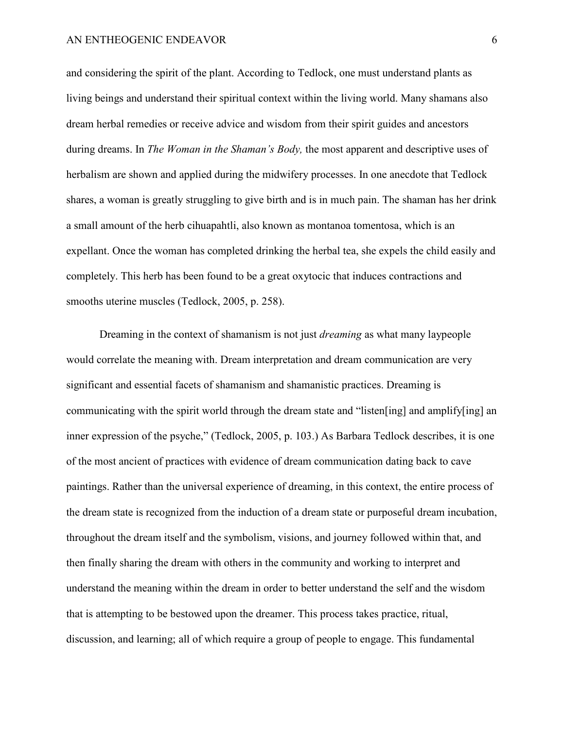and considering the spirit of the plant. According to Tedlock, one must understand plants as living beings and understand their spiritual context within the living world. Many shamans also dream herbal remedies or receive advice and wisdom from their spirit guides and ancestors during dreams. In *The Woman in the Shaman's Body,* the most apparent and descriptive uses of herbalism are shown and applied during the midwifery processes. In one anecdote that Tedlock shares, a woman is greatly struggling to give birth and is in much pain. The shaman has her drink a small amount of the herb cihuapahtli, also known as montanoa tomentosa, which is an expellant. Once the woman has completed drinking the herbal tea, she expels the child easily and completely. This herb has been found to be a great oxytocic that induces contractions and smooths uterine muscles (Tedlock, 2005, p. 258).

Dreaming in the context of shamanism is not just *dreaming* as what many laypeople would correlate the meaning with. Dream interpretation and dream communication are very significant and essential facets of shamanism and shamanistic practices. Dreaming is communicating with the spirit world through the dream state and "listen[ing] and amplify[ing] an inner expression of the psyche," (Tedlock, 2005, p. 103.) As Barbara Tedlock describes, it is one of the most ancient of practices with evidence of dream communication dating back to cave paintings. Rather than the universal experience of dreaming, in this context, the entire process of the dream state is recognized from the induction of a dream state or purposeful dream incubation, throughout the dream itself and the symbolism, visions, and journey followed within that, and then finally sharing the dream with others in the community and working to interpret and understand the meaning within the dream in order to better understand the self and the wisdom that is attempting to be bestowed upon the dreamer. This process takes practice, ritual, discussion, and learning; all of which require a group of people to engage. This fundamental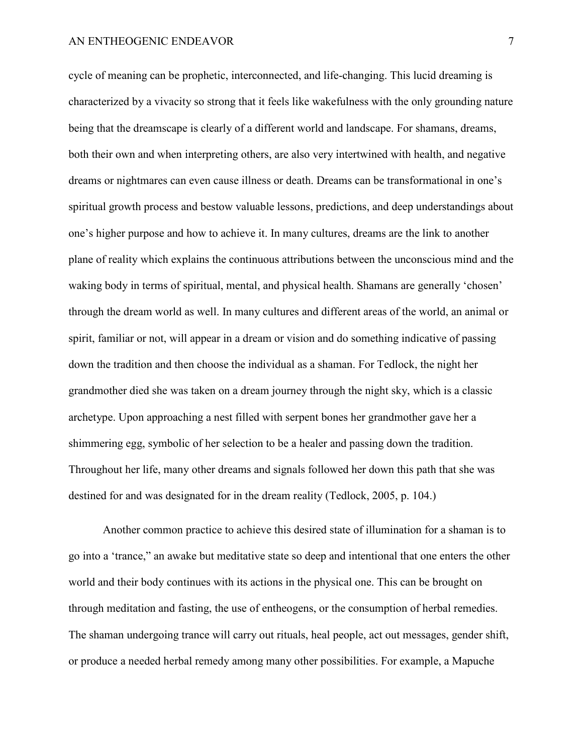cycle of meaning can be prophetic, interconnected, and life-changing. This lucid dreaming is characterized by a vivacity so strong that it feels like wakefulness with the only grounding nature being that the dreamscape is clearly of a different world and landscape. For shamans, dreams, both their own and when interpreting others, are also very intertwined with health, and negative dreams or nightmares can even cause illness or death. Dreams can be transformational in one's spiritual growth process and bestow valuable lessons, predictions, and deep understandings about one's higher purpose and how to achieve it. In many cultures, dreams are the link to another plane of reality which explains the continuous attributions between the unconscious mind and the waking body in terms of spiritual, mental, and physical health. Shamans are generally 'chosen' through the dream world as well. In many cultures and different areas of the world, an animal or spirit, familiar or not, will appear in a dream or vision and do something indicative of passing down the tradition and then choose the individual as a shaman. For Tedlock, the night her grandmother died she was taken on a dream journey through the night sky, which is a classic archetype. Upon approaching a nest filled with serpent bones her grandmother gave her a shimmering egg, symbolic of her selection to be a healer and passing down the tradition. Throughout her life, many other dreams and signals followed her down this path that she was destined for and was designated for in the dream reality (Tedlock, 2005, p. 104.)

Another common practice to achieve this desired state of illumination for a shaman is to go into a 'trance," an awake but meditative state so deep and intentional that one enters the other world and their body continues with its actions in the physical one. This can be brought on through meditation and fasting, the use of entheogens, or the consumption of herbal remedies. The shaman undergoing trance will carry out rituals, heal people, act out messages, gender shift, or produce a needed herbal remedy among many other possibilities. For example, a Mapuche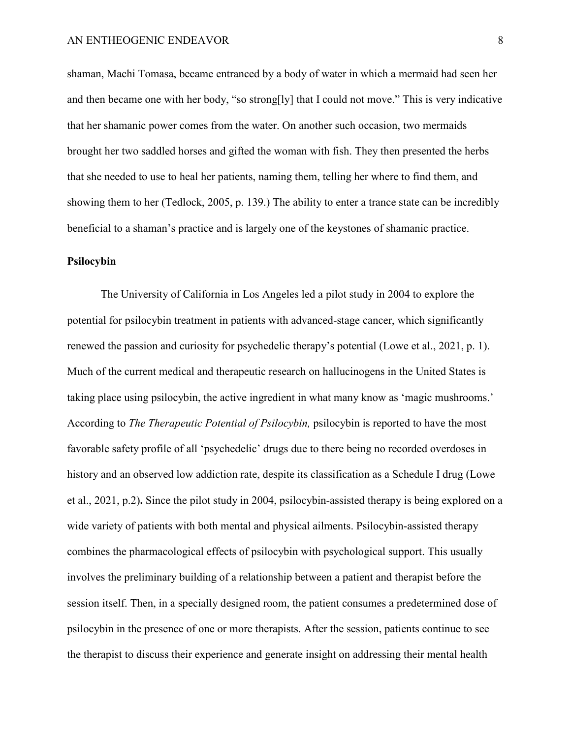shaman, Machi Tomasa, became entranced by a body of water in which a mermaid had seen her and then became one with her body, “so strong[ly] that I could not move.” This is very indicative that her shamanic power comes from the water. On another such occasion, two mermaids brought her two saddled horses and gifted the woman with fish. They then presented the herbs that she needed to use to heal her patients, naming them, telling her where to find them, and showing them to her (Tedlock, 2005, p. 139.) The ability to enter a trance state can be incredibly beneficial to a shaman’s practice and is largely one of the keystones of shamanic practice.

**Psilocybin**

The University of California in Los Angeles led a pilot study in 2004 to explore the potential for psilocybin treatment in patients with advanced-stage cancer, which significantly renewed the passion and curiosity for psychedelic therapy’s potential (Lowe et al., 2021, p. 1). Much of the current medical and therapeutic research on hallucinogens in the United States is taking place using psilocybin, the active ingredient in what many know as ‘magic mushrooms.’ According to *The Therapeutic Potential of Psilocybin,* psilocybin is reported to have the most favorable safety profile of all ‘psychedelic’ drugs due to there being no recorded overdoses in history and an observed low addiction rate, despite its classification as a Schedule I drug (Lowe et al., 2021, p.2)**.** Since the pilot study in 2004, psilocybin-assisted therapy is being explored on a wide variety of patients with both mental and physical ailments. Psilocybin-assisted therapy combines the pharmacological effects of psilocybin with psychological support. This usually involves the preliminary building of a relationship between a patient and therapist before the session itself. Then, in a specially designed room, the patient consumes a predetermined dose of psilocybin in the presence of one or more therapists. After the session, patients continue to see the therapist to discuss their experience and generate insight on addressing their mental health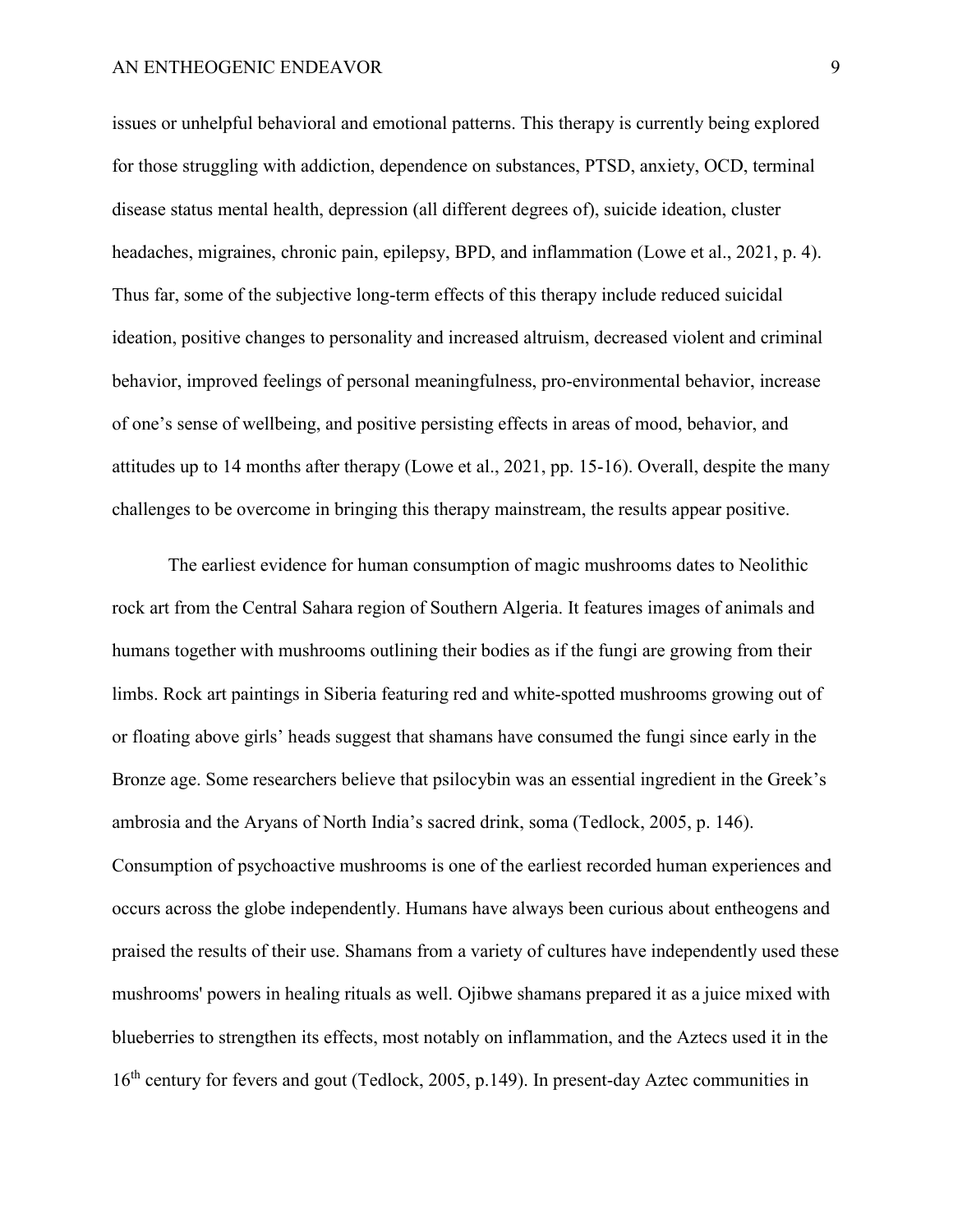issues or unhelpful behavioral and emotional patterns. This therapy is currently being explored for those struggling with addiction, dependence on substances, PTSD, anxiety, OCD, terminal disease status mental health, depression (all different degrees of), suicide ideation, cluster headaches, migraines, chronic pain, epilepsy, BPD, and inflammation (Lowe et al., 2021, p. 4). Thus far, some of the subjective long-term effects of this therapy include reduced suicidal ideation, positive changes to personality and increased altruism, decreased violent and criminal behavior, improved feelings of personal meaningfulness, pro-environmental behavior, increase of one's sense of wellbeing, and positive persisting effects in areas of mood, behavior, and attitudes up to 14 months after therapy (Lowe et al., 2021, pp. 15-16). Overall, despite the many challenges to be overcome in bringing this therapy mainstream, the results appear positive.

The earliest evidence for human consumption of magic mushrooms dates to Neolithic rock art from the Central Sahara region of Southern Algeria. It features images of animals and humans together with mushrooms outlining their bodies as if the fungi are growing from their limbs. Rock art paintings in Siberia featuring red and white-spotted mushrooms growing out of or floating above girls' heads suggest that shamans have consumed the fungi since early in the Bronze age. Some researchers believe that psilocybin was an essential ingredient in the Greek's ambrosia and the Aryans of North India's sacred drink, soma (Tedlock, 2005, p. 146). Consumption of psychoactive mushrooms is one of the earliest recorded human experiences and occurs across the globe independently. Humans have always been curious about entheogens and praised the results of their use. Shamans from a variety of cultures have independently used these mushrooms' powers in healing rituals as well. Ojibwe shamans prepared it as a juice mixed with blueberries to strengthen its effects, most notably on inflammation, and the Aztecs used it in the 16th century for fevers and gout (Tedlock, 2005, p.149). In present-day Aztec communities in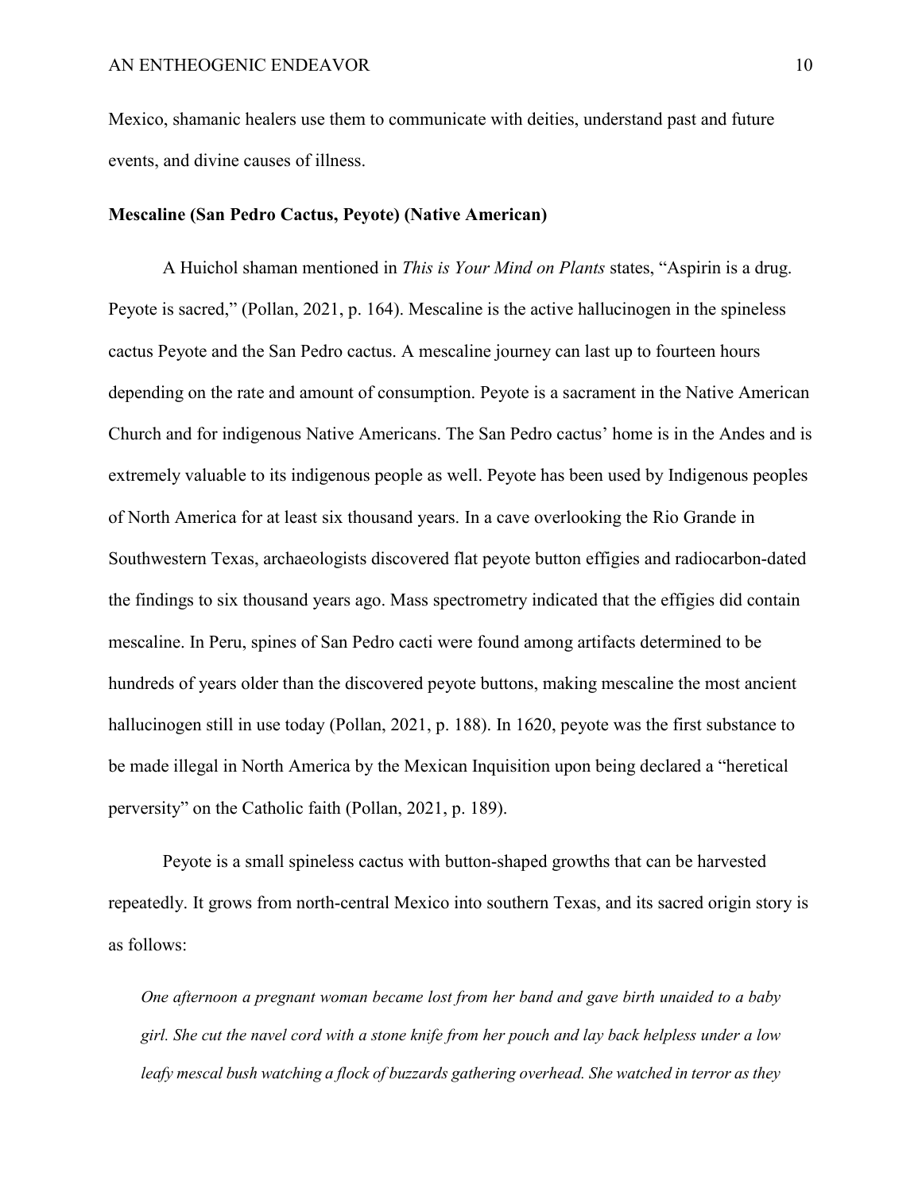Mexico, shamanic healers use them to communicate with deities, understand past and future events, and divine causes of illness.

**Mescaline (San Pedro Cactus, Peyote) (Native American)**

A Huichol shaman mentioned in *This is Your Mind on Plants* states, "Aspirin is a drug. Peyote is sacred," (Pollan, 2021, p. 164). Mescaline is the active hallucinogen in the spineless cactus Peyote and the San Pedro cactus. A mescaline journey can last up to fourteen hours depending on the rate and amount of consumption. Peyote is a sacrament in the Native American Church and for indigenous Native Americans. The San Pedro cactus' home is in the Andes and is extremely valuable to its indigenous people as well. Peyote has been used by Indigenous peoples of North America for at least six thousand years. In a cave overlooking the Rio Grande in Southwestern Texas, archaeologists discovered flat peyote button effigies and radiocarbon-dated the findings to six thousand years ago. Mass spectrometry indicated that the effigies did contain mescaline. In Peru, spines of San Pedro cacti were found among artifacts determined to be hundreds of years older than the discovered peyote buttons, making mescaline the most ancient hallucinogen still in use today (Pollan, 2021, p. 188). In 1620, peyote was the first substance to be made illegal in North America by the Mexican Inquisition upon being declared a "heretical perversity" on the Catholic faith (Pollan, 2021, p. 189).

Peyote is a small spineless cactus with button-shaped growths that can be harvested repeatedly. It grows from north-central Mexico into southern Texas, and its sacred origin story is as follows:

> *One afternoon a pregnant woman became lost from her band and gave birth unaided to a baby girl. She cut the navel cord with a stone knife from her pouch and lay back helpless under a low leafy mescal bush watching a flock of buzzards gathering overhead. She watched in terror as they*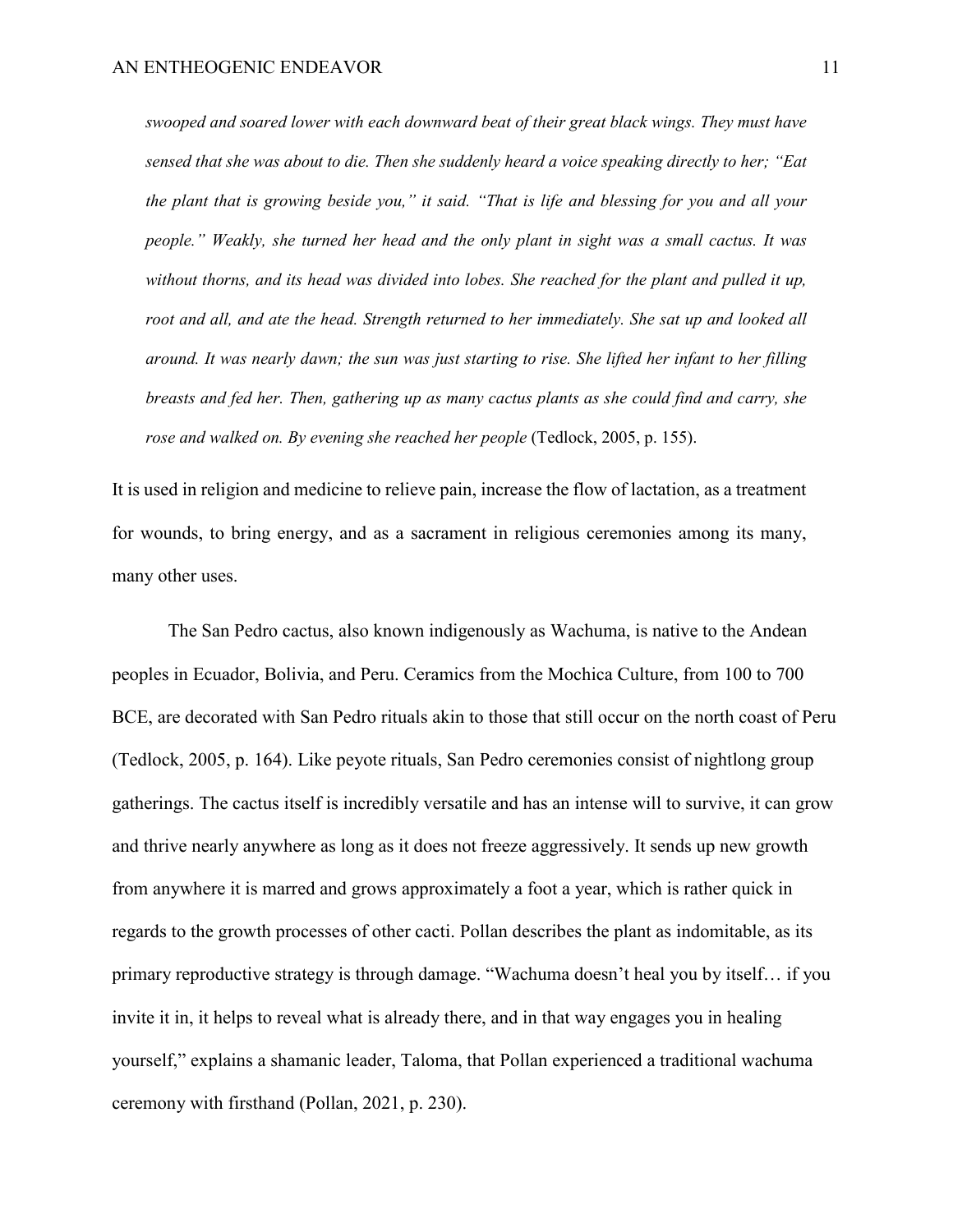*swooped and soared lower with each downward beat of their great black wings. They must have sensed that she was about to die. Then she suddenly heard a voice speaking directly to her; "Eat the plant that is growing beside you," it said. "That is life and blessing for you and all your people." Weakly, she turned her head and the only plant in sight was a small cactus. It was without thorns, and its head was divided into lobes. She reached for the plant and pulled it up, root and all, and ate the head. Strength returned to her immediately. She sat up and looked all around. It was nearly dawn; the sun was just starting to rise. She lifted her infant to her filling breasts and fed her. Then, gathering up as many cactus plants as she could find and carry, she rose and walked on. By evening she reached her people* (Tedlock, 2005, p. 155).

It is used in religion and medicine to relieve pain, increase the flow of lactation, as a treatment for wounds, to bring energy, and as a sacrament in religious ceremonies among its many, many other uses.

The San Pedro cactus, also known indigenously as Wachuma, is native to the Andean peoples in Ecuador, Bolivia, and Peru. Ceramics from the Mochica Culture, from 100 to 700 BCE, are decorated with San Pedro rituals akin to those that still occur on the north coast of Peru (Tedlock, 2005, p. 164). Like peyote rituals, San Pedro ceremonies consist of nightlong group gatherings. The cactus itself is incredibly versatile and has an intense will to survive, it can grow and thrive nearly anywhere as long as it does not freeze aggressively. It sends up new growth from anywhere it is marred and grows approximately a foot a year, which is rather quick in regards to the growth processes of other cacti. Pollan describes the plant as indomitable, as its primary reproductive strategy is through damage. "Wachuma doesn't heal you by itself… if you invite it in, it helps to reveal what is already there, and in that way engages you in healing yourself," explains a shamanic leader, Taloma, that Pollan experienced a traditional wachuma ceremony with firsthand (Pollan, 2021, p. 230).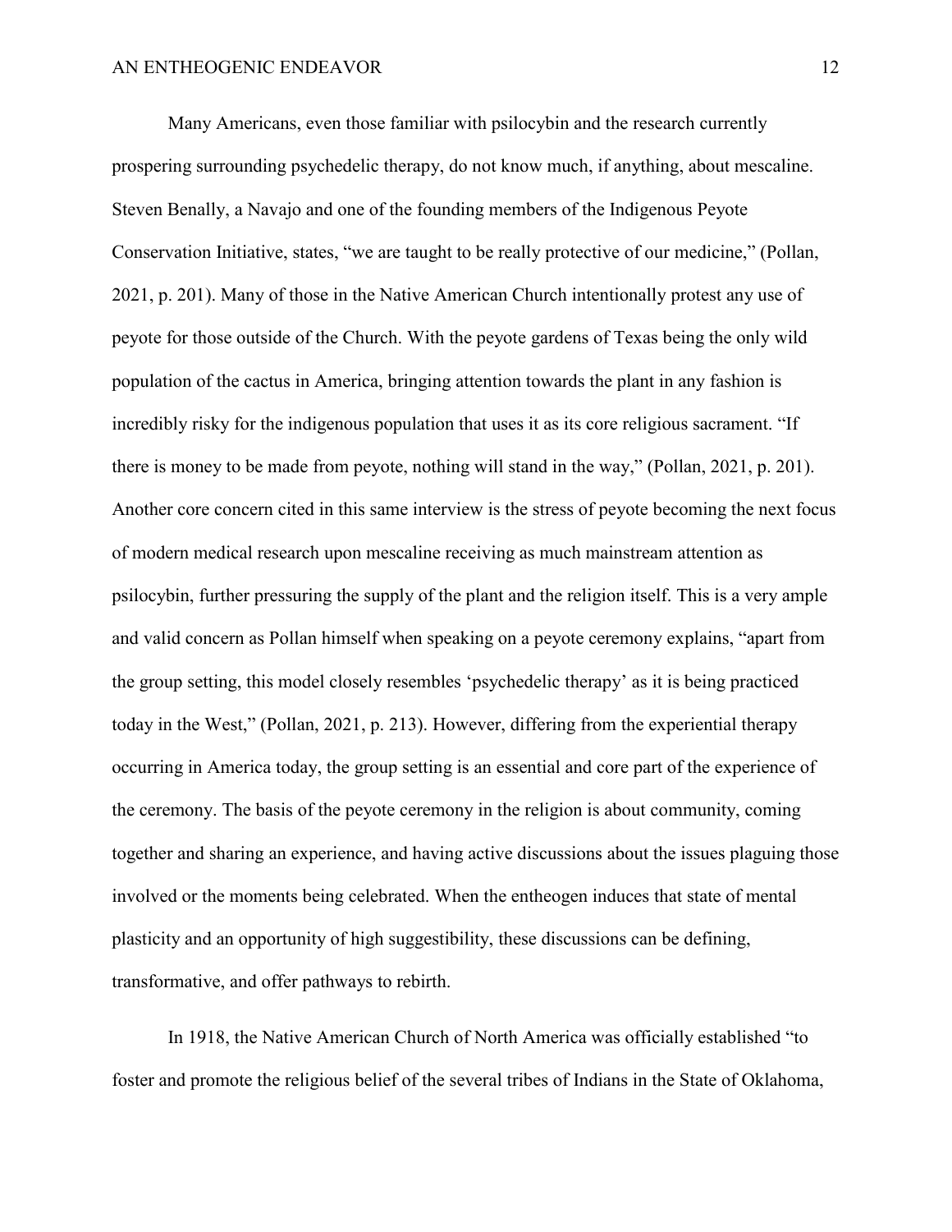Many Americans, even those familiar with psilocybin and the research currently prospering surrounding psychedelic therapy, do not know much, if anything, about mescaline. Steven Benally, a Navajo and one of the founding members of the Indigenous Peyote Conservation Initiative, states, "we are taught to be really protective of our medicine," (Pollan, 2021, p. 201). Many of those in the Native American Church intentionally protest any use of peyote for those outside of the Church. With the peyote gardens of Texas being the only wild population of the cactus in America, bringing attention towards the plant in any fashion is incredibly risky for the indigenous population that uses it as its core religious sacrament. "If there is money to be made from peyote, nothing will stand in the way," (Pollan, 2021, p. 201). Another core concern cited in this same interview is the stress of peyote becoming the next focus of modern medical research upon mescaline receiving as much mainstream attention as psilocybin, further pressuring the supply of the plant and the religion itself. This is a very ample and valid concern as Pollan himself when speaking on a peyote ceremony explains, "apart from the group setting, this model closely resembles 'psychedelic therapy' as it is being practiced today in the West," (Pollan, 2021, p. 213). However, differing from the experiential therapy occurring in America today, the group setting is an essential and core part of the experience of the ceremony. The basis of the peyote ceremony in the religion is about community, coming together and sharing an experience, and having active discussions about the issues plaguing those involved or the moments being celebrated. When the entheogen induces that state of mental plasticity and an opportunity of high suggestibility, these discussions can be defining, transformative, and offer pathways to rebirth.

In 1918, the Native American Church of North America was officially established "to foster and promote the religious belief of the several tribes of Indians in the State of Oklahoma,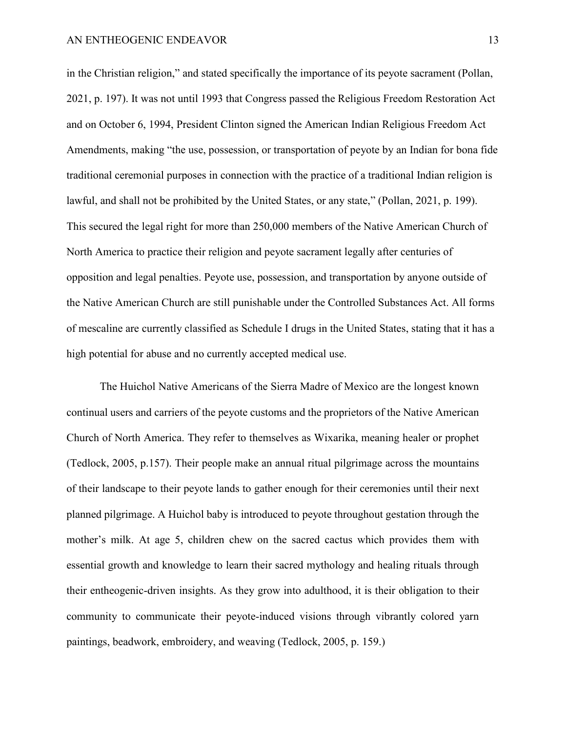in the Christian religion," and stated specifically the importance of its peyote sacrament (Pollan, 2021, p. 197). It was not until 1993 that Congress passed the Religious Freedom Restoration Act and on October 6, 1994, President Clinton signed the American Indian Religious Freedom Act Amendments, making "the use, possession, or transportation of peyote by an Indian for bona fide traditional ceremonial purposes in connection with the practice of a traditional Indian religion is lawful, and shall not be prohibited by the United States, or any state," (Pollan, 2021, p. 199). This secured the legal right for more than 250,000 members of the Native American Church of North America to practice their religion and peyote sacrament legally after centuries of opposition and legal penalties. Peyote use, possession, and transportation by anyone outside of the Native American Church are still punishable under the Controlled Substances Act. All forms of mescaline are currently classified as Schedule I drugs in the United States, stating that it has a high potential for abuse and no currently accepted medical use.

The Huichol Native Americans of the Sierra Madre of Mexico are the longest known continual users and carriers of the peyote customs and the proprietors of the Native American Church of North America. They refer to themselves as Wixarika, meaning healer or prophet (Tedlock, 2005, p.157). Their people make an annual ritual pilgrimage across the mountains of their landscape to their peyote lands to gather enough for their ceremonies until their next planned pilgrimage. A Huichol baby is introduced to peyote throughout gestation through the mother's milk. At age 5, children chew on the sacred cactus which provides them with essential growth and knowledge to learn their sacred mythology and healing rituals through their entheogenic-driven insights. As they grow into adulthood, it is their obligation to their community to communicate their peyote-induced visions through vibrantly colored yarn paintings, beadwork, embroidery, and weaving (Tedlock, 2005, p. 159.)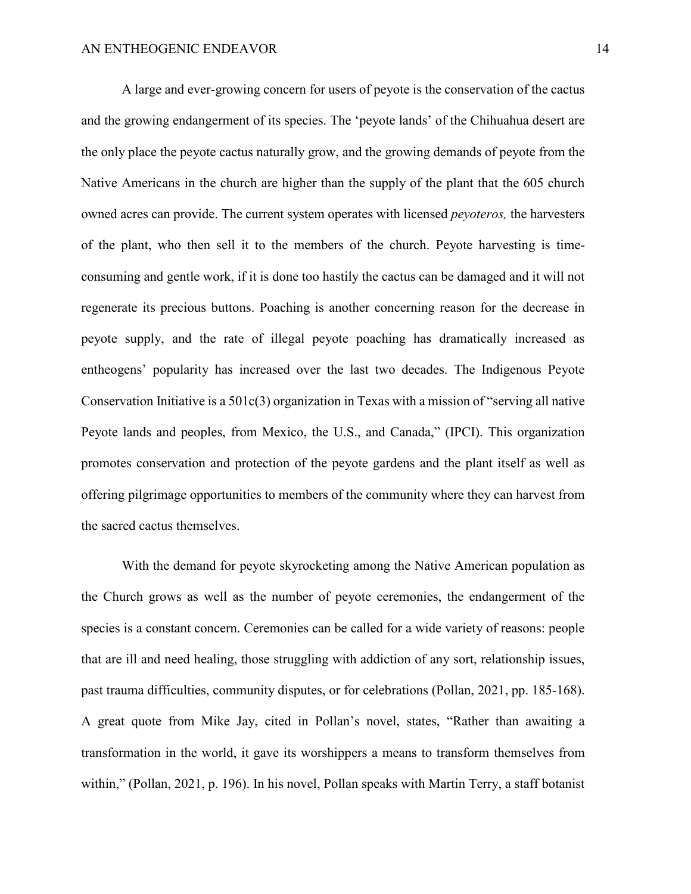A large and ever-growing concern for users of peyote is the conservation of the cactus and the growing endangerment of its species. The 'peyote lands' of the Chihuahua desert are the only place the peyote cactus naturally grow, and the growing demands of peyote from the Native Americans in the church are higher than the supply of the plant that the 605 church owned acres can provide. The current system operates with licensed *peyoteros,* the harvesters of the plant, who then sell it to the members of the church. Peyote harvesting is time-consuming and gentle work, if it is done too hastily the cactus can be damaged and it will not regenerate its precious buttons. Poaching is another concerning reason for the decrease in peyote supply, and the rate of illegal peyote poaching has dramatically increased as entheogens' popularity has increased over the last two decades. The Indigenous Peyote Conservation Initiative is a 501c(3) organization in Texas with a mission of "serving all native Peyote lands and peoples, from Mexico, the U.S., and Canada," (IPCI). This organization promotes conservation and protection of the peyote gardens and the plant itself as well as offering pilgrimage opportunities to members of the community where they can harvest from the sacred cactus themselves.

With the demand for peyote skyrocketing among the Native American population as the Church grows as well as the number of peyote ceremonies, the endangerment of the species is a constant concern. Ceremonies can be called for a wide variety of reasons: people that are ill and need healing, those struggling with addiction of any sort, relationship issues, past trauma difficulties, community disputes, or for celebrations (Pollan, 2021, pp. 185-168). A great quote from Mike Jay, cited in Pollan's novel, states, "Rather than awaiting a transformation in the world, it gave its worshippers a means to transform themselves from within," (Pollan, 2021, p. 196). In his novel, Pollan speaks with Martin Terry, a staff botanist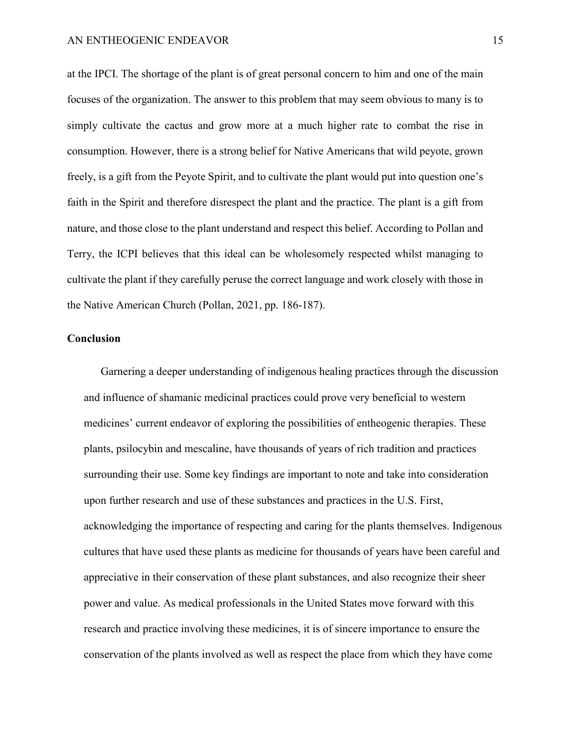at the IPCI. The shortage of the plant is of great personal concern to him and one of the main focuses of the organization. The answer to this problem that may seem obvious to many is to simply cultivate the cactus and grow more at a much higher rate to combat the rise in consumption. However, there is a strong belief for Native Americans that wild peyote, grown freely, is a gift from the Peyote Spirit, and to cultivate the plant would put into question one's faith in the Spirit and therefore disrespect the plant and the practice. The plant is a gift from nature, and those close to the plant understand and respect this belief. According to Pollan and Terry, the ICPI believes that this ideal can be wholesomely respected whilst managing to cultivate the plant if they carefully peruse the correct language and work closely with those in the Native American Church (Pollan, 2021, pp. 186-187).

## Conclusion

Garnering a deeper understanding of indigenous healing practices through the discussion and influence of shamanic medicinal practices could prove very beneficial to western medicines' current endeavor of exploring the possibilities of entheogenic therapies. These plants, psilocybin and mescaline, have thousands of years of rich tradition and practices surrounding their use. Some key findings are important to note and take into consideration upon further research and use of these substances and practices in the U.S. First, acknowledging the importance of respecting and caring for the plants themselves. Indigenous cultures that have used these plants as medicine for thousands of years have been careful and appreciative in their conservation of these plant substances, and also recognize their sheer power and value. As medical professionals in the United States move forward with this research and practice involving these medicines, it is of sincere importance to ensure the conservation of the plants involved as well as respect the place from which they have come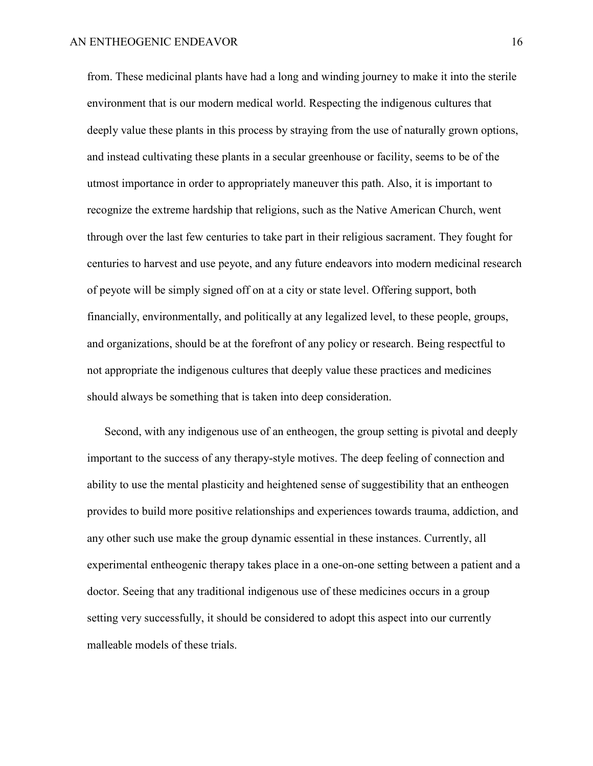from. These medicinal plants have had a long and winding journey to make it into the sterile environment that is our modern medical world. Respecting the indigenous cultures that deeply value these plants in this process by straying from the use of naturally grown options, and instead cultivating these plants in a secular greenhouse or facility, seems to be of the utmost importance in order to appropriately maneuver this path. Also, it is important to recognize the extreme hardship that religions, such as the Native American Church, went through over the last few centuries to take part in their religious sacrament. They fought for centuries to harvest and use peyote, and any future endeavors into modern medicinal research of peyote will be simply signed off on at a city or state level. Offering support, both financially, environmentally, and politically at any legalized level, to these people, groups, and organizations, should be at the forefront of any policy or research. Being respectful to not appropriate the indigenous cultures that deeply value these practices and medicines should always be something that is taken into deep consideration.

Second, with any indigenous use of an entheogen, the group setting is pivotal and deeply important to the success of any therapy-style motives. The deep feeling of connection and ability to use the mental plasticity and heightened sense of suggestibility that an entheogen provides to build more positive relationships and experiences towards trauma, addiction, and any other such use make the group dynamic essential in these instances. Currently, all experimental entheogenic therapy takes place in a one-on-one setting between a patient and a doctor. Seeing that any traditional indigenous use of these medicines occurs in a group setting very successfully, it should be considered to adopt this aspect into our currently malleable models of these trials.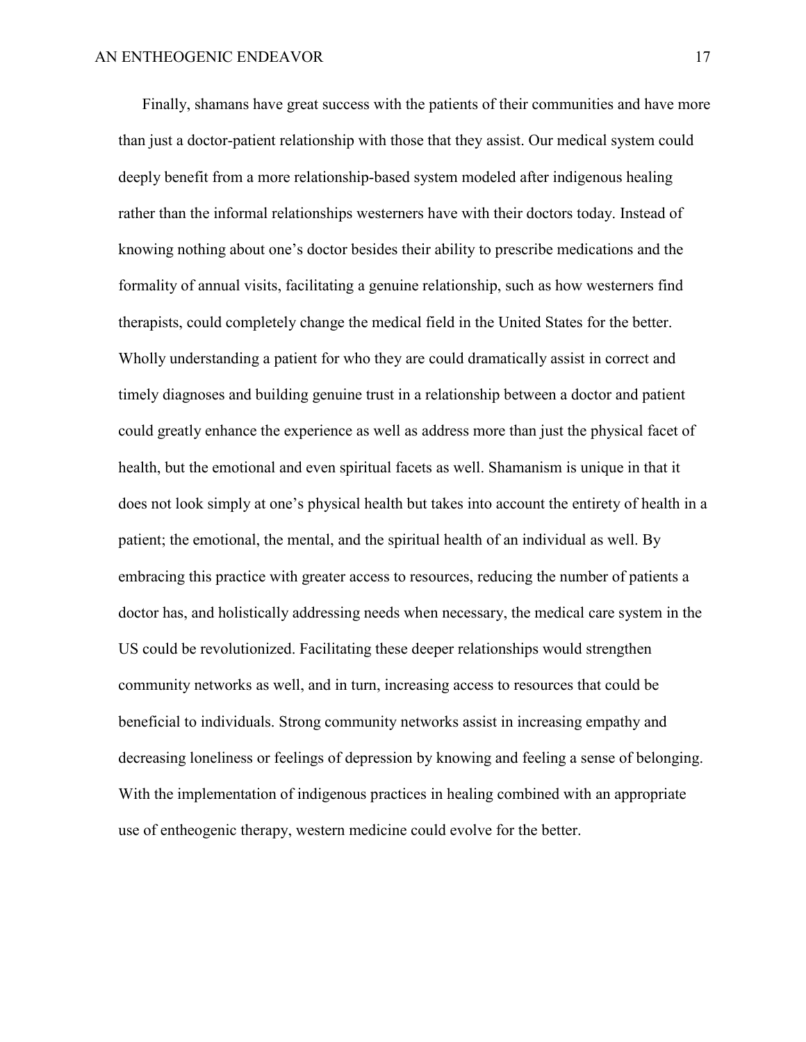Finally, shamans have great success with the patients of their communities and have more than just a doctor-patient relationship with those that they assist. Our medical system could deeply benefit from a more relationship-based system modeled after indigenous healing rather than the informal relationships westerners have with their doctors today. Instead of knowing nothing about one's doctor besides their ability to prescribe medications and the formality of annual visits, facilitating a genuine relationship, such as how westerners find therapists, could completely change the medical field in the United States for the better. Wholly understanding a patient for who they are could dramatically assist in correct and timely diagnoses and building genuine trust in a relationship between a doctor and patient could greatly enhance the experience as well as address more than just the physical facet of health, but the emotional and even spiritual facets as well. Shamanism is unique in that it does not look simply at one's physical health but takes into account the entirety of health in a patient; the emotional, the mental, and the spiritual health of an individual as well. By embracing this practice with greater access to resources, reducing the number of patients a doctor has, and holistically addressing needs when necessary, the medical care system in the US could be revolutionized. Facilitating these deeper relationships would strengthen community networks as well, and in turn, increasing access to resources that could be beneficial to individuals. Strong community networks assist in increasing empathy and decreasing loneliness or feelings of depression by knowing and feeling a sense of belonging. With the implementation of indigenous practices in healing combined with an appropriate use of entheogenic therapy, western medicine could evolve for the better.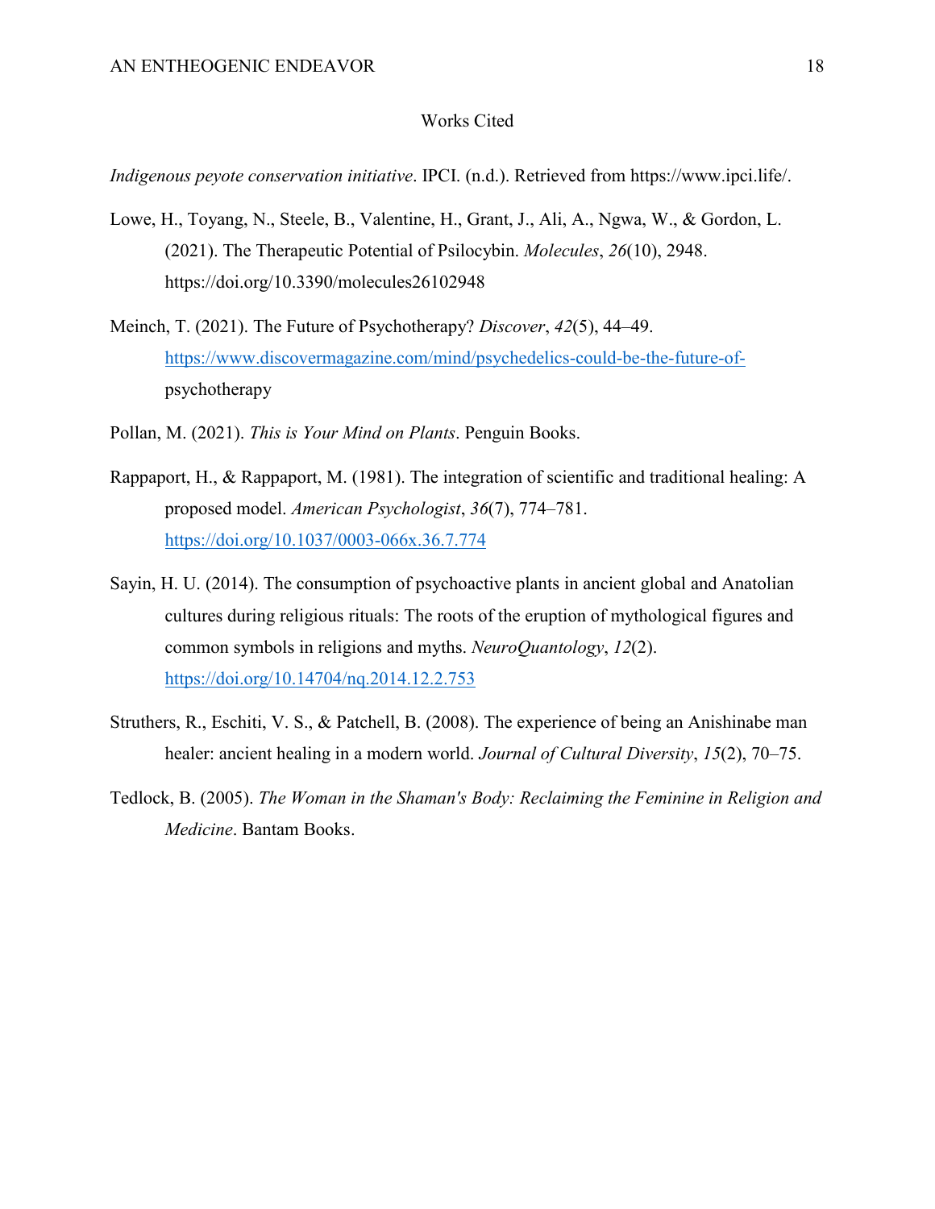# Works Cited

*Indigenous peyote conservation initiative*. IPCI. (n.d.). Retrieved from https://www.ipci.life/.

Lowe, H., Toyang, N., Steele, B., Valentine, H., Grant, J., Ali, A., Ngwa, W., & Gordon, L. (2021). The Therapeutic Potential of Psilocybin. *Molecules*, *26*(10), 2948. https://doi.org/10.3390/molecules26102948

Meinch, T. (2021). The Future of Psychotherapy? *Discover*, *42*(5), 44–49. https://www.discovermagazine.com/mind/psychedelics-could-be-the-future-of-psychotherapy

Pollan, M. (2021). *This is Your Mind on Plants*. Penguin Books.

Rappaport, H., & Rappaport, M. (1981). The integration of scientific and traditional healing: A proposed model. *American Psychologist*, *36*(7), 774–781. https://doi.org/10.1037/0003-066x.36.7.774

Sayin, H. U. (2014). The consumption of psychoactive plants in ancient global and Anatolian cultures during religious rituals: The roots of the eruption of mythological figures and common symbols in religions and myths. *NeuroQuantology*, *12*(2). https://doi.org/10.14704/nq.2014.12.2.753

Struthers, R., Eschiti, V. S., & Patchell, B. (2008). The experience of being an Anishinabe man healer: ancient healing in a modern world. *Journal of Cultural Diversity*, *15*(2), 70–75.

Tedlock, B. (2005). *The Woman in the Shaman's Body: Reclaiming the Feminine in Religion and Medicine*. Bantam Books.